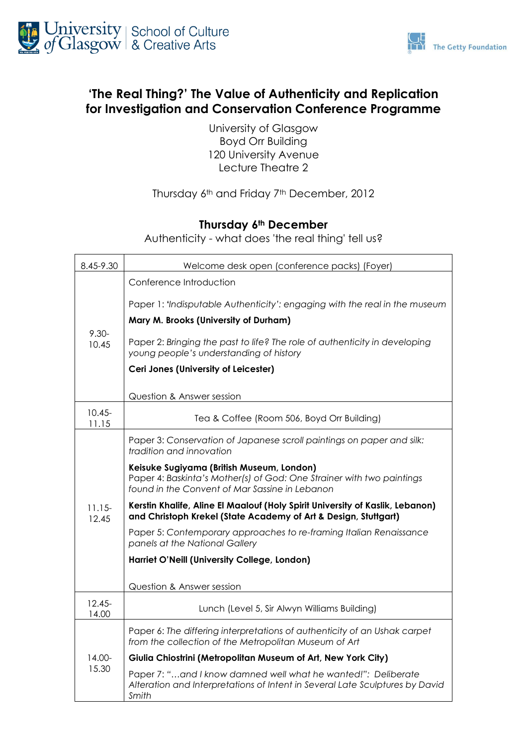University of Glasgow | School of Culture & Creative Arts

The Getty Foundation

# 'The Real Thing?' The Value of Authenticity and Replication for Investigation and Conservation Conference Programme

University of Glasgow
Boyd Orr Building
120 University Avenue
Lecture Theatre 2

Thursday 6th and Friday 7th December, 2012

## Thursday 6th December

Authenticity - what does 'the real thing' tell us?

| Time | Programme |
|---|---|
| 8.45-9.30 | Welcome desk open (conference packs) (Foyer) |
| 9.30-10.45 | Conference Introduction<br><br>Paper 1: *'Indisputable Authenticity': engaging with the real in the museum*<br>**Mary M. Brooks (University of Durham)**<br><br>Paper 2: *Bringing the past to life? The role of authenticity in developing young people's understanding of history*<br>**Ceri Jones (University of Leicester)**<br><br>Question & Answer session |
| 10.45-11.15 | Tea & Coffee (Room 506, Boyd Orr Building) |
| 11.15-12.45 | Paper 3: *Conservation of Japanese scroll paintings on paper and silk: tradition and innovation*<br>**Keisuke Sugiyama (British Museum, London)**<br>Paper 4: *Baskinta's Mother(s) of God: One Strainer with two paintings found in the Convent of Mar Sassine in Lebanon*<br>**Kerstin Khalife, Aline El Maalouf (Holy Spirit University of Kaslik, Lebanon) and Christoph Krekel (State Academy of Art & Design, Stuttgart)**<br>Paper 5: *Contemporary approaches to re-framing Italian Renaissance panels at the National Gallery*<br>**Harriet O'Neill (University College, London)**<br><br>Question & Answer session |
| 12.45-14.00 | Lunch (Level 5, Sir Alwyn Williams Building) |
| 14.00-15.30 | Paper 6: *The differing interpretations of authenticity of an Ushak carpet from the collection of the Metropolitan Museum of Art*<br>**Giulia Chiostrini (Metropolitan Museum of Art, New York City)**<br>Paper 7: *"…and I know damned well what he wanted!": Deliberate Alteration and Interpretations of Intent in Several Late Sculptures by David Smith* |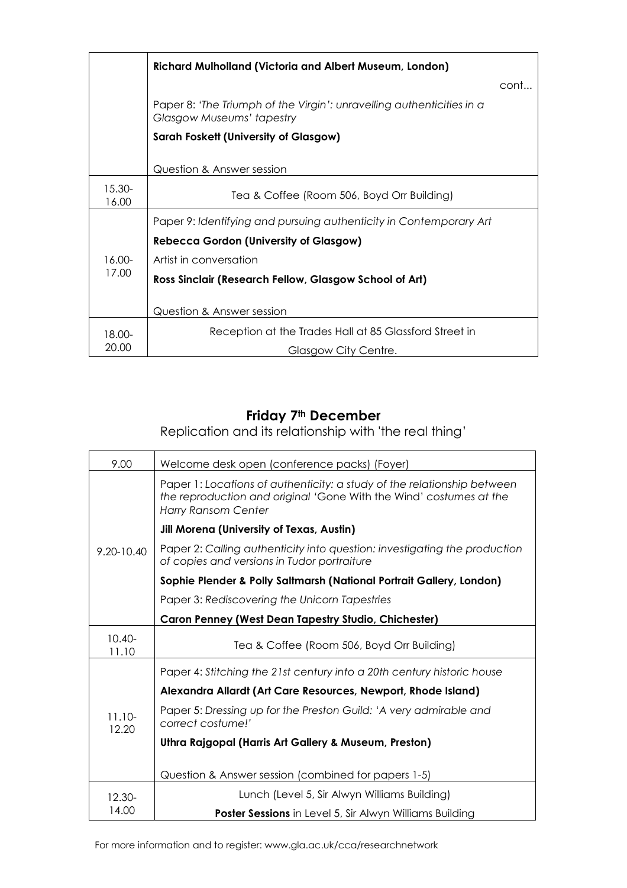| | |
|---|---|
| | **Richard Mulholland (Victoria and Albert Museum, London)** |
| | cont... |
| | Paper 8: *'The Triumph of the Virgin': unravelling authenticities in a Glasgow Museums' tapestry* |
| | **Sarah Foskett (University of Glasgow)** |
| | Question & Answer session |
| 15.30-16.00 | Tea & Coffee (Room 506, Boyd Orr Building) |
| 16.00-17.00 | Paper 9: *Identifying and pursuing authenticity in Contemporary Art* |
| | **Rebecca Gordon (University of Glasgow)** |
| | Artist in conversation |
| | **Ross Sinclair (Research Fellow, Glasgow School of Art)** |
| | Question & Answer session |
| 18.00-20.00 | Reception at the Trades Hall at 85 Glassford Street in Glasgow City Centre. |

## Friday 7th December

Replication and its relationship with 'the real thing'

| | |
|---|---|
| 9.00 | Welcome desk open (conference packs) (Foyer) |
| 9.20-10.40 | Paper 1: *Locations of authenticity: a study of the relationship between the reproduction and original 'Gone With the Wind' costumes at the Harry Ransom Center* |
| | **Jill Morena (University of Texas, Austin)** |
| | Paper 2: *Calling authenticity into question: investigating the production of copies and versions in Tudor portraiture* |
| | **Sophie Plender & Polly Saltmarsh (National Portrait Gallery, London)** |
| | Paper 3: *Rediscovering the Unicorn Tapestries* |
| | **Caron Penney (West Dean Tapestry Studio, Chichester)** |
| 10.40-11.10 | Tea & Coffee (Room 506, Boyd Orr Building) |
| 11.10-12.20 | Paper 4: *Stitching the 21st century into a 20th century historic house* |
| | **Alexandra Allardt (Art Care Resources, Newport, Rhode Island)** |
| | Paper 5: *Dressing up for the Preston Guild: 'A very admirable and correct costume!'* |
| | **Uthra Rajgopal (Harris Art Gallery & Museum, Preston)** |
| | Question & Answer session (combined for papers 1-5) |
| 12.30-14.00 | Lunch (Level 5, Sir Alwyn Williams Building) |
| | **Poster Sessions** in Level 5, Sir Alwyn Williams Building |

For more information and to register: www.gla.ac.uk/cca/researchnetwork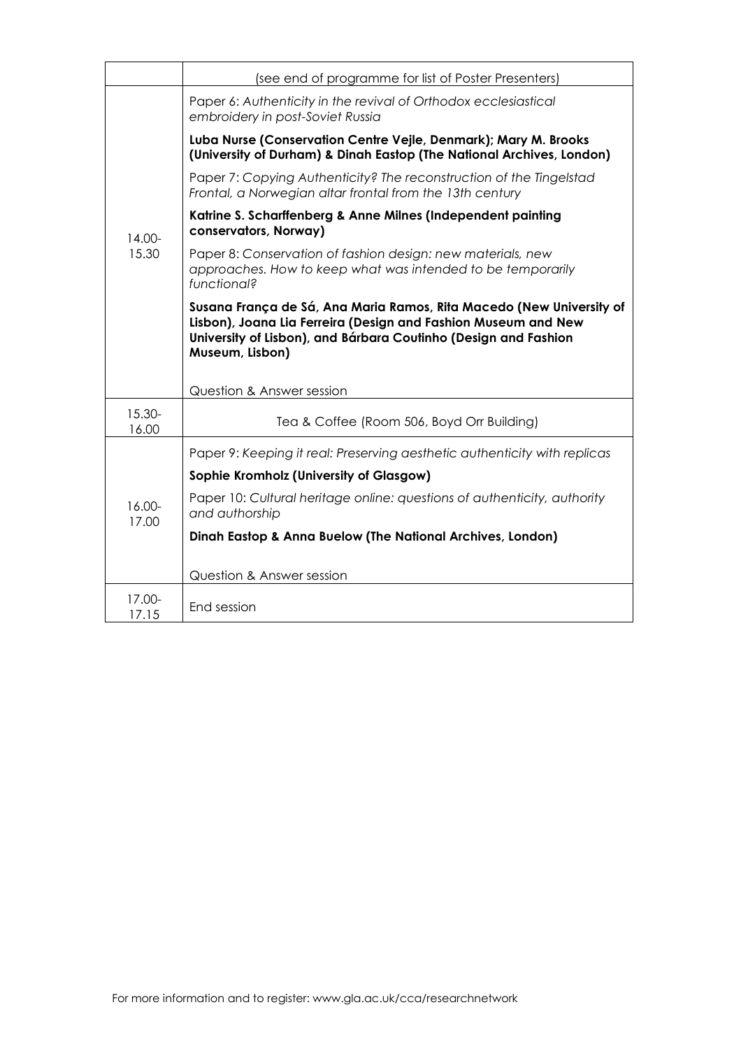| | |
|---|---|
| | (see end of programme for list of Poster Presenters) |
| 14.00-15.30 | Paper 6: *Authenticity in the revival of Orthodox ecclesiastical embroidery in post-Soviet Russia*<br>**Luba Nurse (Conservation Centre Vejle, Denmark); Mary M. Brooks (University of Durham) & Dinah Eastop (The National Archives, London)**<br>Paper 7: *Copying Authenticity? The reconstruction of the Tingelstad Frontal, a Norwegian altar frontal from the 13th century*<br>**Katrine S. Scharffenberg & Anne Milnes (Independent painting conservators, Norway)**<br>Paper 8: *Conservation of fashion design: new materials, new approaches. How to keep what was intended to be temporarily functional?*<br>**Susana França de Sá, Ana Maria Ramos, Rita Macedo (New University of Lisbon), Joana Lia Ferreira (Design and Fashion Museum and New University of Lisbon), and Bárbara Coutinho (Design and Fashion Museum, Lisbon)**<br>Question & Answer session |
| 15.30-16.00 | Tea & Coffee (Room 506, Boyd Orr Building) |
| 16.00-17.00 | Paper 9: *Keeping it real: Preserving aesthetic authenticity with replicas*<br>**Sophie Kromholz (University of Glasgow)**<br>Paper 10: *Cultural heritage online: questions of authenticity, authority and authorship*<br>**Dinah Eastop & Anna Buelow (The National Archives, London)**<br>Question & Answer session |
| 17.00-17.15 | End session |

For more information and to register: www.gla.ac.uk/cca/researchnetwork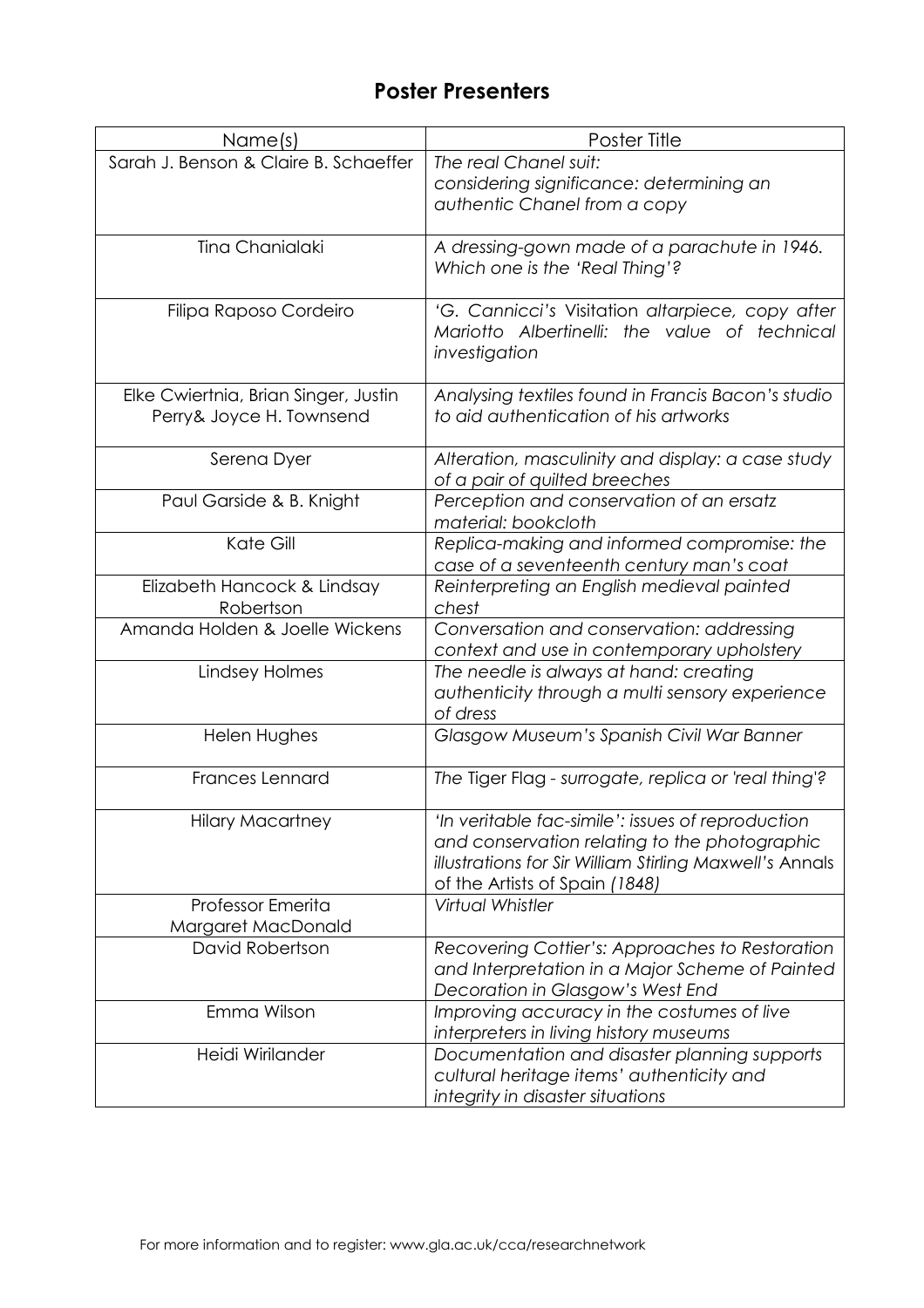## Poster Presenters

| Name(s) | Poster Title |
|---|---|
| Sarah J. Benson & Claire B. Schaeffer | *The real Chanel suit: considering significance: determining an authentic Chanel from a copy* |
| Tina Chanialaki | *A dressing-gown made of a parachute in 1946. Which one is the 'Real Thing'?* |
| Filipa Raposo Cordeiro | *'G. Cannicci's* Visitation *altarpiece, copy after Mariotto Albertinelli: the value of technical investigation* |
| Elke Cwiertnia, Brian Singer, Justin Perry& Joyce H. Townsend | *Analysing textiles found in Francis Bacon's studio to aid authentication of his artworks* |
| Serena Dyer | *Alteration, masculinity and display: a case study of a pair of quilted breeches* |
| Paul Garside & B. Knight | *Perception and conservation of an ersatz material: bookcloth* |
| Kate Gill | *Replica-making and informed compromise: the case of a seventeenth century man's coat* |
| Elizabeth Hancock & Lindsay Robertson | *Reinterpreting an English medieval painted chest* |
| Amanda Holden & Joelle Wickens | *Conversation and conservation: addressing context and use in contemporary upholstery* |
| Lindsey Holmes | *The needle is always at hand: creating authenticity through a multi sensory experience of dress* |
| Helen Hughes | *Glasgow Museum's Spanish Civil War Banner* |
| Frances Lennard | The Tiger Flag *- surrogate, replica or 'real thing'?* |
| Hilary Macartney | *'In veritable fac-simile': issues of reproduction and conservation relating to the photographic illustrations for Sir William Stirling Maxwell's* Annals of the Artists of Spain *(1848)* |
| Professor Emerita Margaret MacDonald | *Virtual Whistler* |
| David Robertson | *Recovering Cottier's: Approaches to Restoration and Interpretation in a Major Scheme of Painted Decoration in Glasgow's West End* |
| Emma Wilson | *Improving accuracy in the costumes of live interpreters in living history museums* |
| Heidi Wirilander | *Documentation and disaster planning supports cultural heritage items' authenticity and integrity in disaster situations* |

For more information and to register: www.gla.ac.uk/cca/researchnetwork